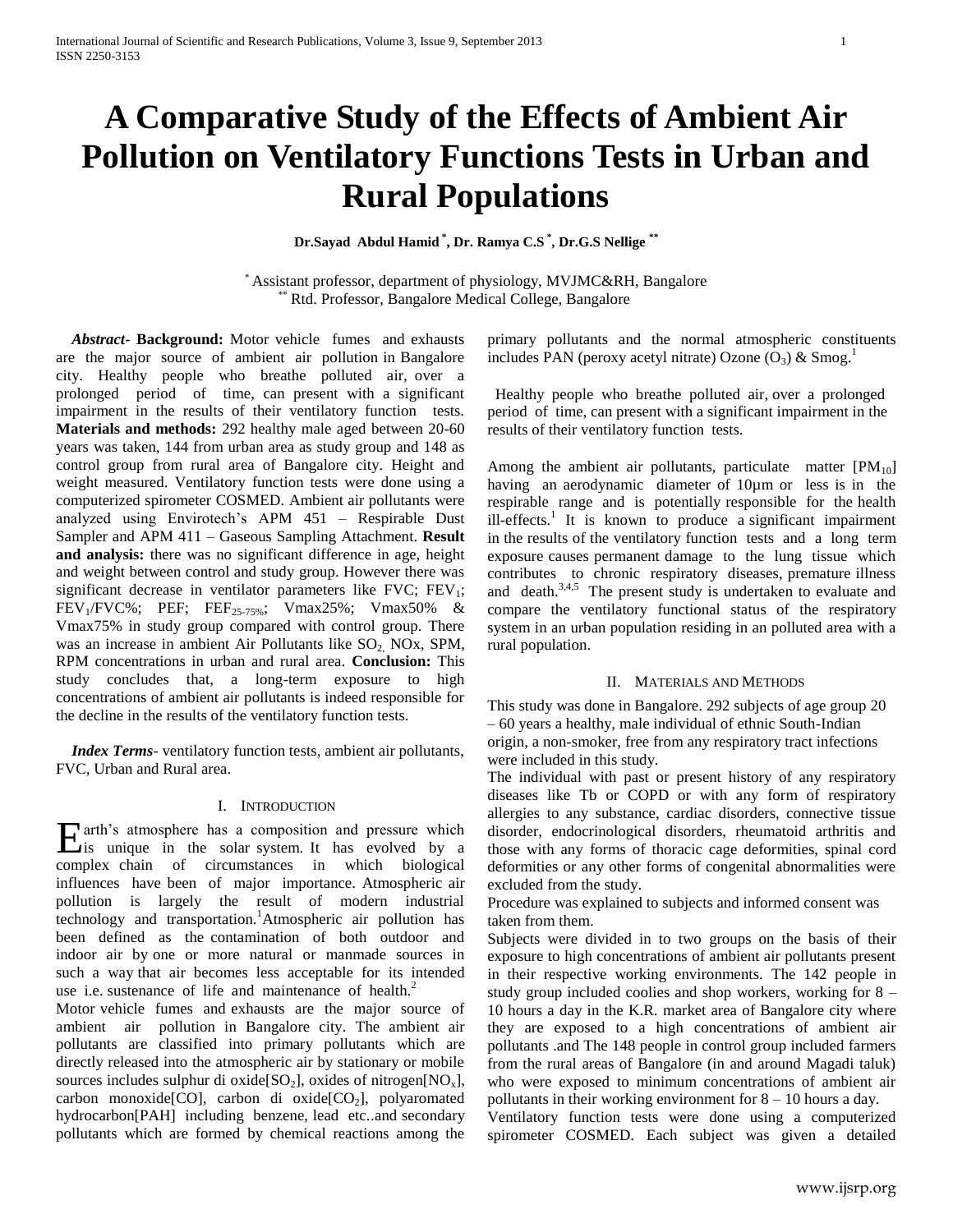# A Comparative Study of the Effects of Ambient Air Pollution on Ventilatory Functions Tests in Urban and Rural Populations

**Dr.Sayad Abdul Hamid [*], Dr. Ramya C.S [*], Dr.G.S Nellige [**]**

[*] Assistant professor, department of physiology, MVJMC&RH, Bangalore
[**] Rtd. Professor, Bangalore Medical College, Bangalore

***Abstract*- Background:** Motor vehicle fumes and exhausts are the major source of ambient air pollution in Bangalore city. Healthy people who breathe polluted air, over a prolonged period of time, can present with a significant impairment in the results of their ventilatory function tests. **Materials and methods:** 292 healthy male aged between 20-60 years was taken, 144 from urban area as study group and 148 as control group from rural area of Bangalore city. Height and weight measured. Ventilatory function tests were done using a computerized spirometer COSMED. Ambient air pollutants were analyzed using Envirotech's APM 451 – Respirable Dust Sampler and APM 411 – Gaseous Sampling Attachment. **Result and analysis:** there was no significant difference in age, height and weight between control and study group. However there was significant decrease in ventilator parameters like FVC; $FEV_1$; $FEV_1$/FVC%; PEF; $FEF_{25-75\%}$; Vmax25%; Vmax50% & Vmax75% in study group compared with control group. There was an increase in ambient Air Pollutants like $SO_2$, NOx, SPM, RPM concentrations in urban and rural area. **Conclusion:** This study concludes that, a long-term exposure to high concentrations of ambient air pollutants is indeed responsible for the decline in the results of the ventilatory function tests.

***Index Terms*-** ventilatory function tests, ambient air pollutants, FVC, Urban and Rural area.

## I. Introduction

Earth's atmosphere has a composition and pressure which is unique in the solar system. It has evolved by a complex chain of circumstances in which biological influences have been of major importance. Atmospheric air pollution is largely the result of modern industrial technology and transportation.[1] Atmospheric air pollution has been defined as the contamination of both outdoor and indoor air by one or more natural or manmade sources in such a way that air becomes less acceptable for its intended use i.e. sustenance of life and maintenance of health.[2]

Motor vehicle fumes and exhausts are the major source of ambient air pollution in Bangalore city. The ambient air pollutants are classified into primary pollutants which are directly released into the atmospheric air by stationary or mobile sources includes sulphur di oxide[$SO_2$], oxides of nitrogen[$NO_x$], carbon monoxide[CO], carbon di oxide[$CO_2$], polyaromated hydrocarbon[PAH] including benzene, lead etc..and secondary pollutants which are formed by chemical reactions among the primary pollutants and the normal atmospheric constituents includes PAN (peroxy acetyl nitrate) Ozone ($O_3$) & Smog.[1]

Healthy people who breathe polluted air, over a prolonged period of time, can present with a significant impairment in the results of their ventilatory function tests.

Among the ambient air pollutants, particulate matter [$PM_{10}$] having an aerodynamic diameter of 10µm or less is in the respirable range and is potentially responsible for the health ill-effects.[1] It is known to produce a significant impairment in the results of the ventilatory function tests and a long term exposure causes permanent damage to the lung tissue which contributes to chronic respiratory diseases, premature illness and death.[3,4,5] The present study is undertaken to evaluate and compare the ventilatory functional status of the respiratory system in an urban population residing in an polluted area with a rural population.

## II. Materials and Methods

This study was done in Bangalore. 292 subjects of age group 20 – 60 years a healthy, male individual of ethnic South-Indian origin, a non-smoker, free from any respiratory tract infections were included in this study.

The individual with past or present history of any respiratory diseases like Tb or COPD or with any form of respiratory allergies to any substance, cardiac disorders, connective tissue disorder, endocrinological disorders, rheumatoid arthritis and those with any forms of thoracic cage deformities, spinal cord deformities or any other forms of congenital abnormalities were excluded from the study.

Procedure was explained to subjects and informed consent was taken from them.

Subjects were divided in to two groups on the basis of their exposure to high concentrations of ambient air pollutants present in their respective working environments. The 142 people in study group included coolies and shop workers, working for 8 – 10 hours a day in the K.R. market area of Bangalore city where they are exposed to a high concentrations of ambient air pollutants .and The 148 people in control group included farmers from the rural areas of Bangalore (in and around Magadi taluk) who were exposed to minimum concentrations of ambient air pollutants in their working environment for 8 – 10 hours a day.

Ventilatory function tests were done using a computerized spirometer COSMED. Each subject was given a detailed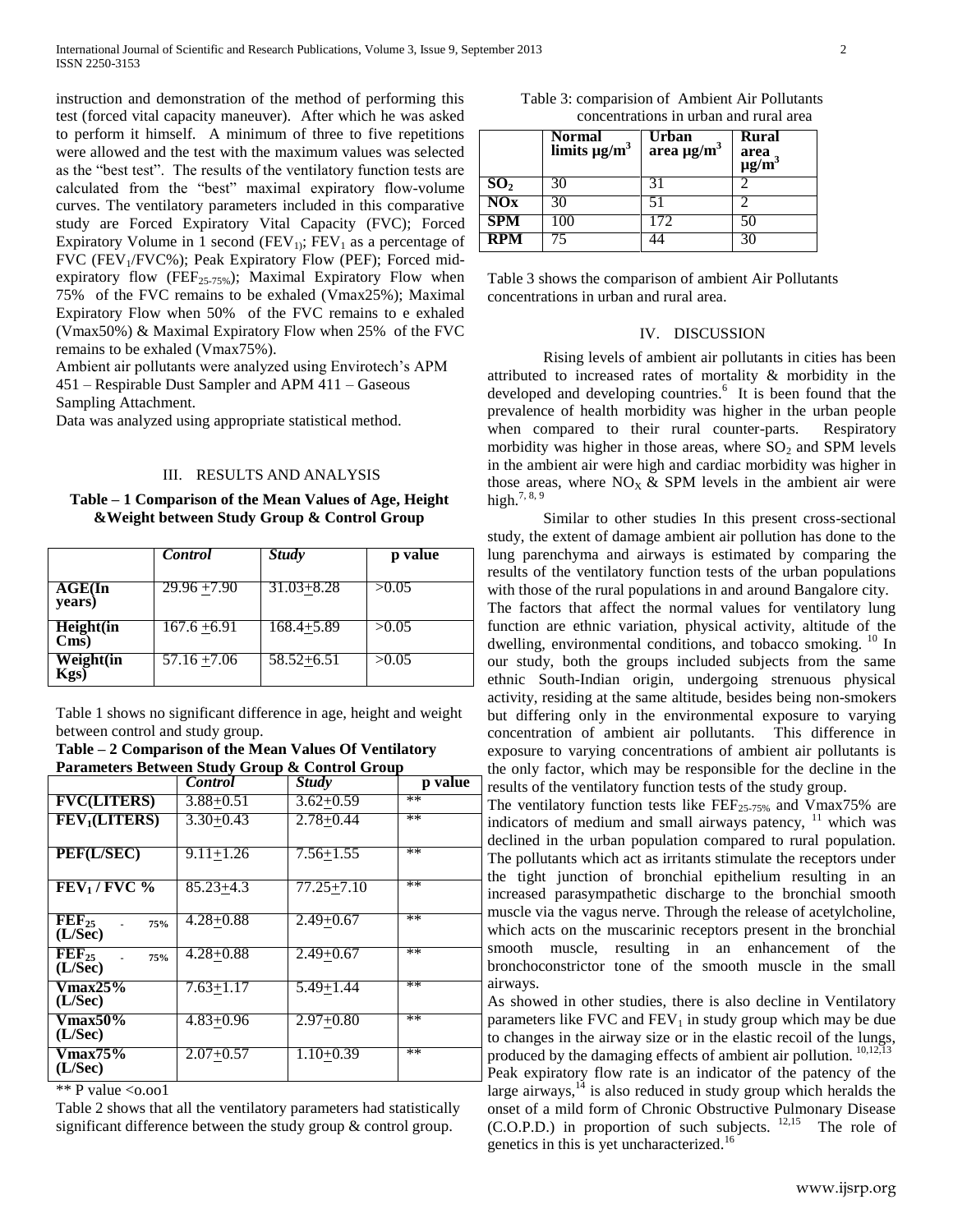instruction and demonstration of the method of performing this test (forced vital capacity maneuver). After which he was asked to perform it himself. A minimum of three to five repetitions were allowed and the test with the maximum values was selected as the "best test". The results of the ventilatory function tests are calculated from the "best" maximal expiratory flow-volume curves. The ventilatory parameters included in this comparative study are Forced Expiratory Vital Capacity (FVC); Forced Expiratory Volume in 1 second ($FEV_1$); $FEV_1$ as a percentage of FVC ($FEV_1$/FVC%); Peak Expiratory Flow (PEF); Forced mid-expiratory flow ($FEF_{25-75\%}$); Maximal Expiratory Flow when 75% of the FVC remains to be exhaled (Vmax25%); Maximal Expiratory Flow when 50% of the FVC remains to e exhaled (Vmax50%) & Maximal Expiratory Flow when 25% of the FVC remains to be exhaled (Vmax75%).

Ambient air pollutants were analyzed using Envirotech's APM 451 – Respirable Dust Sampler and APM 411 – Gaseous Sampling Attachment.

Data was analyzed using appropriate statistical method.

## III. RESULTS AND ANALYSIS

**Table – 1 Comparison of the Mean Values of Age, Height &Weight between Study Group & Control Group**

| | *Control* | *Study* | p value |
|---|---|---|---|
| **AGE(In years)** | 29.96 ±7.90 | 31.03±8.28 | >0.05 |
| **Height(in Cms)** | 167.6 ±6.91 | 168.4±5.89 | >0.05 |
| **Weight(in Kgs)** | 57.16 ±7.06 | 58.52±6.51 | >0.05 |

Table 1 shows no significant difference in age, height and weight between control and study group.

**Table – 2 Comparison of the Mean Values Of Ventilatory Parameters Between Study Group & Control Group**

| | *Control* | *Study* | p value |
|---|---|---|---|
| **FVC(LITERS)** | 3.88±0.51 | 3.62±0.59 | ** |
| **$FEV_1$(LITERS)** | 3.30±0.43 | 2.78±0.44 | ** |
| **PEF(L/SEC)** | 9.11±1.26 | 7.56±1.55 | ** |
| **$FEV_1$ / FVC %** | 85.23±4.3 | 77.25±7.10 | ** |
| **$FEF_{25-75\%}$ (L/Sec)** | 4.28±0.88 | 2.49±0.67 | ** |
| **$FEF_{25-75\%}$ (L/Sec)** | 4.28±0.88 | 2.49±0.67 | ** |
| **Vmax25% (L/Sec)** | 7.63±1.17 | 5.49±1.44 | ** |
| **Vmax50% (L/Sec)** | 4.83±0.96 | 2.97±0.80 | ** |
| **Vmax75% (L/Sec)** | 2.07±0.57 | 1.10±0.39 | ** |

** P value <o.oo1

Table 2 shows that all the ventilatory parameters had statistically significant difference between the study group & control group.

Table 3: comparision of Ambient Air Pollutants concentrations in urban and rural area

| | Normal limits μg/m³ | Urban area μg/m³ | Rural area μg/m³ |
|---|---|---|---|
| **$SO_2$** | 30 | 31 | 2 |
| **NOx** | 30 | 51 | 2 |
| **SPM** | 100 | 172 | 50 |
| **RPM** | 75 | 44 | 30 |

Table 3 shows the comparison of ambient Air Pollutants concentrations in urban and rural area.

## IV. DISCUSSION

Rising levels of ambient air pollutants in cities has been attributed to increased rates of mortality & morbidity in the developed and developing countries.[6] It is been found that the prevalence of health morbidity was higher in the urban people when compared to their rural counter-parts. Respiratory morbidity was higher in those areas, where $SO_2$ and SPM levels in the ambient air were high and cardiac morbidity was higher in those areas, where $NO_X$ & SPM levels in the ambient air were high.[7, 8, 9]

Similar to other studies In this present cross-sectional study, the extent of damage ambient air pollution has done to the lung parenchyma and airways is estimated by comparing the results of the ventilatory function tests of the urban populations with those of the rural populations in and around Bangalore city.

The factors that affect the normal values for ventilatory lung function are ethnic variation, physical activity, altitude of the dwelling, environmental conditions, and tobacco smoking. [10] In our study, both the groups included subjects from the same ethnic South-Indian origin, undergoing strenuous physical activity, residing at the same altitude, besides being non-smokers but differing only in the environmental exposure to varying concentration of ambient air pollutants. This difference in exposure to varying concentrations of ambient air pollutants is the only factor, which may be responsible for the decline in the results of the ventilatory function tests of the study group.

The ventilatory function tests like $FEF_{25-75\%}$ and Vmax75% are indicators of medium and small airways patency, [11] which was declined in the urban population compared to rural population. The pollutants which act as irritants stimulate the receptors under the tight junction of bronchial epithelium resulting in an increased parasympathetic discharge to the bronchial smooth muscle via the vagus nerve. Through the release of acetylcholine, which acts on the muscarinic receptors present in the bronchial smooth muscle, resulting in an enhancement of the bronchoconstrictor tone of the smooth muscle in the small airways.

As showed in other studies, there is also decline in Ventilatory parameters like FVC and $FEV_1$ in study group which may be due to changes in the airway size or in the elastic recoil of the lungs, produced by the damaging effects of ambient air pollution. [10,12,13]

Peak expiratory flow rate is an indicator of the patency of the large airways,[14] is also reduced in study group which heralds the onset of a mild form of Chronic Obstructive Pulmonary Disease (C.O.P.D.) in proportion of such subjects. [12,15] The role of genetics in this is yet uncharacterized.[16]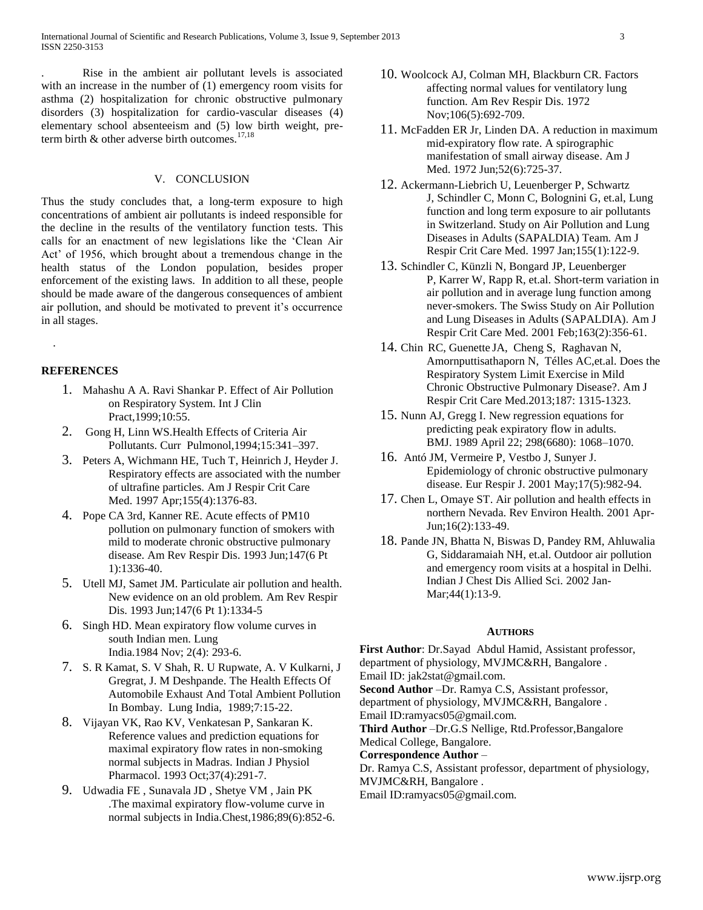. Rise in the ambient air pollutant levels is associated with an increase in the number of (1) emergency room visits for asthma (2) hospitalization for chronic obstructive pulmonary disorders (3) hospitalization for cardio-vascular diseases (4) elementary school absenteeism and (5) low birth weight, pre-term birth & other adverse birth outcomes.[17,18]

## V. CONCLUSION

Thus the study concludes that, a long-term exposure to high concentrations of ambient air pollutants is indeed responsible for the decline in the results of the ventilatory function tests. This calls for an enactment of new legislations like the 'Clean Air Act' of 1956, which brought about a tremendous change in the health status of the London population, besides proper enforcement of the existing laws. In addition to all these, people should be made aware of the dangerous consequences of ambient air pollution, and should be motivated to prevent it's occurrence in all stages.

.

## REFERENCES

1. Mahashu A A. Ravi Shankar P. Effect of Air Pollution on Respiratory System. Int J Clin Pract,1999;10:55.
2. Gong H, Linn WS.Health Effects of Criteria Air Pollutants. Curr Pulmonol,1994;15:341–397.
3. Peters A, Wichmann HE, Tuch T, Heinrich J, Heyder J. Respiratory effects are associated with the number of ultrafine particles. Am J Respir Crit Care Med. 1997 Apr;155(4):1376-83.
4. Pope CA 3rd, Kanner RE. Acute effects of PM10 pollution on pulmonary function of smokers with mild to moderate chronic obstructive pulmonary disease. Am Rev Respir Dis. 1993 Jun;147(6 Pt 1):1336-40.
5. Utell MJ, Samet JM. Particulate air pollution and health. New evidence on an old problem. Am Rev Respir Dis. 1993 Jun;147(6 Pt 1):1334-5
6. Singh HD. Mean expiratory flow volume curves in south Indian men. Lung India.1984 Nov; 2(4): 293-6.
7. S. R Kamat, S. V Shah, R. U Rupwate, A. V Kulkarni, J Gregrat, J. M Deshpande. The Health Effects Of Automobile Exhaust And Total Ambient Pollution In Bombay. Lung India, 1989;7:15-22.
8. Vijayan VK, Rao KV, Venkatesan P, Sankaran K. Reference values and prediction equations for maximal expiratory flow rates in non-smoking normal subjects in Madras. Indian J Physiol Pharmacol. 1993 Oct;37(4):291-7.
9. Udwadia FE , Sunavala JD , Shetye VM , Jain PK .The maximal expiratory flow-volume curve in normal subjects in India.Chest,1986;89(6):852-6.
10. Woolcock AJ, Colman MH, Blackburn CR. Factors affecting normal values for ventilatory lung function. Am Rev Respir Dis. 1972 Nov;106(5):692-709.
11. McFadden ER Jr, Linden DA. A reduction in maximum mid-expiratory flow rate. A spirographic manifestation of small airway disease. Am J Med. 1972 Jun;52(6):725-37.
12. Ackermann-Liebrich U, Leuenberger P, Schwartz J, Schindler C, Monn C, Bolognini G, et.al, Lung function and long term exposure to air pollutants in Switzerland. Study on Air Pollution and Lung Diseases in Adults (SAPALDIA) Team. Am J Respir Crit Care Med. 1997 Jan;155(1):122-9.
13. Schindler C, Künzli N, Bongard JP, Leuenberger P, Karrer W, Rapp R, et.al. Short-term variation in air pollution and in average lung function among never-smokers. The Swiss Study on Air Pollution and Lung Diseases in Adults (SAPALDIA). Am J Respir Crit Care Med. 2001 Feb;163(2):356-61.
14. Chin RC, Guenette JA, Cheng S, Raghavan N, Amornputtisathaporn N, Télles AC,et.al. Does the Respiratory System Limit Exercise in Mild Chronic Obstructive Pulmonary Disease?. Am J Respir Crit Care Med.2013;187: 1315-1323.
15. Nunn AJ, Gregg I. New regression equations for predicting peak expiratory flow in adults. BMJ. 1989 April 22; 298(6680): 1068–1070.
16. Antó JM, Vermeire P, Vestbo J, Sunyer J. Epidemiology of chronic obstructive pulmonary disease. Eur Respir J. 2001 May;17(5):982-94.
17. Chen L, Omaye ST. Air pollution and health effects in northern Nevada. Rev Environ Health. 2001 Apr-Jun;16(2):133-49.
18. Pande JN, Bhatta N, Biswas D, Pandey RM, Ahluwalia G, Siddaramaiah NH, et.al. Outdoor air pollution and emergency room visits at a hospital in Delhi. Indian J Chest Dis Allied Sci. 2002 Jan-Mar;44(1):13-9.

## AUTHORS

**First Author**: Dr.Sayad Abdul Hamid, Assistant professor, department of physiology, MVJMC&RH, Bangalore . Email ID: jak2stat@gmail.com.

**Second Author** –Dr. Ramya C.S, Assistant professor, department of physiology, MVJMC&RH, Bangalore . Email ID:ramyacs05@gmail.com.

**Third Author** –Dr.G.S Nellige, Rtd.Professor,Bangalore Medical College, Bangalore.

**Correspondence Author** –
Dr. Ramya C.S, Assistant professor, department of physiology, MVJMC&RH, Bangalore .
Email ID:ramyacs05@gmail.com.